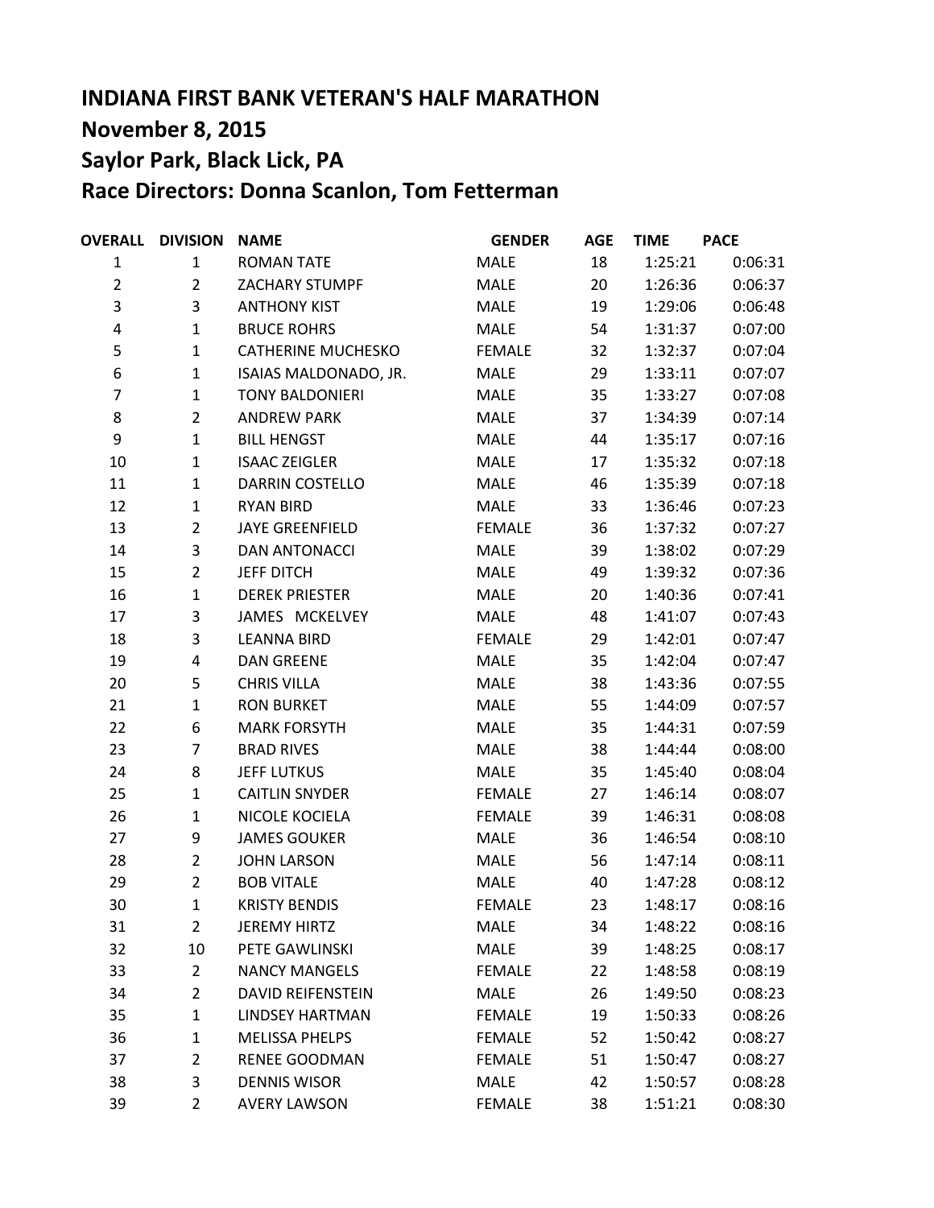# INDIANA FIRST BANK VETERAN'S HALF MARATHON

## November 8, 2015

## Saylor Park, Black Lick, PA

## Race Directors: Donna Scanlon, Tom Fetterman

| OVERALL | DIVISION | NAME | GENDER | AGE | TIME | PACE |
|---|---|---|---|---|---|---|
| 1 | 1 | ROMAN TATE | MALE | 18 | 1:25:21 | 0:06:31 |
| 2 | 2 | ZACHARY STUMPF | MALE | 20 | 1:26:36 | 0:06:37 |
| 3 | 3 | ANTHONY KIST | MALE | 19 | 1:29:06 | 0:06:48 |
| 4 | 1 | BRUCE ROHRS | MALE | 54 | 1:31:37 | 0:07:00 |
| 5 | 1 | CATHERINE MUCHESKO | FEMALE | 32 | 1:32:37 | 0:07:04 |
| 6 | 1 | ISAIAS MALDONADO, JR. | MALE | 29 | 1:33:11 | 0:07:07 |
| 7 | 1 | TONY BALDONIERI | MALE | 35 | 1:33:27 | 0:07:08 |
| 8 | 2 | ANDREW PARK | MALE | 37 | 1:34:39 | 0:07:14 |
| 9 | 1 | BILL HENGST | MALE | 44 | 1:35:17 | 0:07:16 |
| 10 | 1 | ISAAC ZEIGLER | MALE | 17 | 1:35:32 | 0:07:18 |
| 11 | 1 | DARRIN COSTELLO | MALE | 46 | 1:35:39 | 0:07:18 |
| 12 | 1 | RYAN BIRD | MALE | 33 | 1:36:46 | 0:07:23 |
| 13 | 2 | JAYE GREENFIELD | FEMALE | 36 | 1:37:32 | 0:07:27 |
| 14 | 3 | DAN ANTONACCI | MALE | 39 | 1:38:02 | 0:07:29 |
| 15 | 2 | JEFF DITCH | MALE | 49 | 1:39:32 | 0:07:36 |
| 16 | 1 | DEREK PRIESTER | MALE | 20 | 1:40:36 | 0:07:41 |
| 17 | 3 | JAMES MCKELVEY | MALE | 48 | 1:41:07 | 0:07:43 |
| 18 | 3 | LEANNA BIRD | FEMALE | 29 | 1:42:01 | 0:07:47 |
| 19 | 4 | DAN GREENE | MALE | 35 | 1:42:04 | 0:07:47 |
| 20 | 5 | CHRIS VILLA | MALE | 38 | 1:43:36 | 0:07:55 |
| 21 | 1 | RON BURKET | MALE | 55 | 1:44:09 | 0:07:57 |
| 22 | 6 | MARK FORSYTH | MALE | 35 | 1:44:31 | 0:07:59 |
| 23 | 7 | BRAD RIVES | MALE | 38 | 1:44:44 | 0:08:00 |
| 24 | 8 | JEFF LUTKUS | MALE | 35 | 1:45:40 | 0:08:04 |
| 25 | 1 | CAITLIN SNYDER | FEMALE | 27 | 1:46:14 | 0:08:07 |
| 26 | 1 | NICOLE KOCIELA | FEMALE | 39 | 1:46:31 | 0:08:08 |
| 27 | 9 | JAMES GOUKER | MALE | 36 | 1:46:54 | 0:08:10 |
| 28 | 2 | JOHN LARSON | MALE | 56 | 1:47:14 | 0:08:11 |
| 29 | 2 | BOB VITALE | MALE | 40 | 1:47:28 | 0:08:12 |
| 30 | 1 | KRISTY BENDIS | FEMALE | 23 | 1:48:17 | 0:08:16 |
| 31 | 2 | JEREMY HIRTZ | MALE | 34 | 1:48:22 | 0:08:16 |
| 32 | 10 | PETE GAWLINSKI | MALE | 39 | 1:48:25 | 0:08:17 |
| 33 | 2 | NANCY MANGELS | FEMALE | 22 | 1:48:58 | 0:08:19 |
| 34 | 2 | DAVID REIFENSTEIN | MALE | 26 | 1:49:50 | 0:08:23 |
| 35 | 1 | LINDSEY HARTMAN | FEMALE | 19 | 1:50:33 | 0:08:26 |
| 36 | 1 | MELISSA PHELPS | FEMALE | 52 | 1:50:42 | 0:08:27 |
| 37 | 2 | RENEE GOODMAN | FEMALE | 51 | 1:50:47 | 0:08:27 |
| 38 | 3 | DENNIS WISOR | MALE | 42 | 1:50:57 | 0:08:28 |
| 39 | 2 | AVERY LAWSON | FEMALE | 38 | 1:51:21 | 0:08:30 |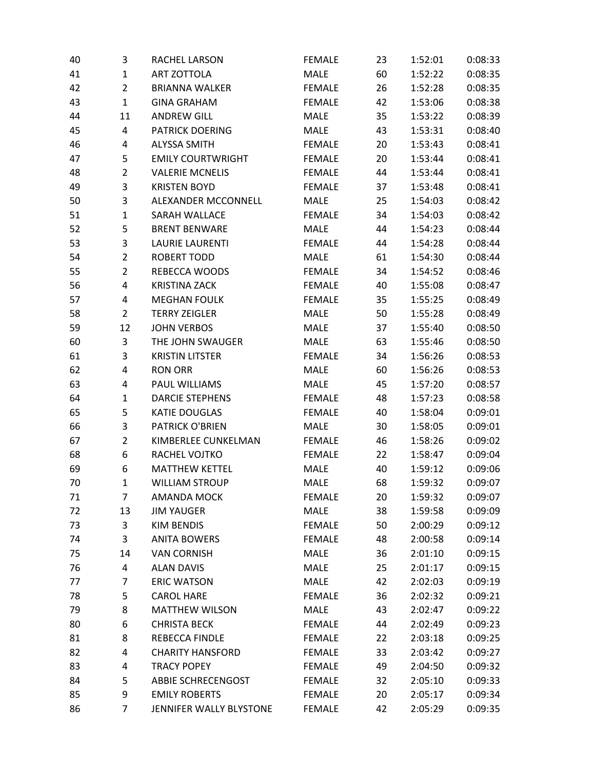| | | | | | | |
|---|---|---|---|---|---|---|
| 40 | 3 | RACHEL LARSON | FEMALE | 23 | 1:52:01 | 0:08:33 |
| 41 | 1 | ART ZOTTOLA | MALE | 60 | 1:52:22 | 0:08:35 |
| 42 | 2 | BRIANNA WALKER | FEMALE | 26 | 1:52:28 | 0:08:35 |
| 43 | 1 | GINA GRAHAM | FEMALE | 42 | 1:53:06 | 0:08:38 |
| 44 | 11 | ANDREW GILL | MALE | 35 | 1:53:22 | 0:08:39 |
| 45 | 4 | PATRICK DOERING | MALE | 43 | 1:53:31 | 0:08:40 |
| 46 | 4 | ALYSSA SMITH | FEMALE | 20 | 1:53:43 | 0:08:41 |
| 47 | 5 | EMILY COURTWRIGHT | FEMALE | 20 | 1:53:44 | 0:08:41 |
| 48 | 2 | VALERIE MCNELIS | FEMALE | 44 | 1:53:44 | 0:08:41 |
| 49 | 3 | KRISTEN BOYD | FEMALE | 37 | 1:53:48 | 0:08:41 |
| 50 | 3 | ALEXANDER MCCONNELL | MALE | 25 | 1:54:03 | 0:08:42 |
| 51 | 1 | SARAH WALLACE | FEMALE | 34 | 1:54:03 | 0:08:42 |
| 52 | 5 | BRENT BENWARE | MALE | 44 | 1:54:23 | 0:08:44 |
| 53 | 3 | LAURIE LAURENTI | FEMALE | 44 | 1:54:28 | 0:08:44 |
| 54 | 2 | ROBERT TODD | MALE | 61 | 1:54:30 | 0:08:44 |
| 55 | 2 | REBECCA WOODS | FEMALE | 34 | 1:54:52 | 0:08:46 |
| 56 | 4 | KRISTINA ZACK | FEMALE | 40 | 1:55:08 | 0:08:47 |
| 57 | 4 | MEGHAN FOULK | FEMALE | 35 | 1:55:25 | 0:08:49 |
| 58 | 2 | TERRY ZEIGLER | MALE | 50 | 1:55:28 | 0:08:49 |
| 59 | 12 | JOHN VERBOS | MALE | 37 | 1:55:40 | 0:08:50 |
| 60 | 3 | THE JOHN SWAUGER | MALE | 63 | 1:55:46 | 0:08:50 |
| 61 | 3 | KRISTIN LITSTER | FEMALE | 34 | 1:56:26 | 0:08:53 |
| 62 | 4 | RON ORR | MALE | 60 | 1:56:26 | 0:08:53 |
| 63 | 4 | PAUL WILLIAMS | MALE | 45 | 1:57:20 | 0:08:57 |
| 64 | 1 | DARCIE STEPHENS | FEMALE | 48 | 1:57:23 | 0:08:58 |
| 65 | 5 | KATIE DOUGLAS | FEMALE | 40 | 1:58:04 | 0:09:01 |
| 66 | 3 | PATRICK O'BRIEN | MALE | 30 | 1:58:05 | 0:09:01 |
| 67 | 2 | KIMBERLEE CUNKELMAN | FEMALE | 46 | 1:58:26 | 0:09:02 |
| 68 | 6 | RACHEL VOJTKO | FEMALE | 22 | 1:58:47 | 0:09:04 |
| 69 | 6 | MATTHEW KETTEL | MALE | 40 | 1:59:12 | 0:09:06 |
| 70 | 1 | WILLIAM STROUP | MALE | 68 | 1:59:32 | 0:09:07 |
| 71 | 7 | AMANDA MOCK | FEMALE | 20 | 1:59:32 | 0:09:07 |
| 72 | 13 | JIM YAUGER | MALE | 38 | 1:59:58 | 0:09:09 |
| 73 | 3 | KIM BENDIS | FEMALE | 50 | 2:00:29 | 0:09:12 |
| 74 | 3 | ANITA BOWERS | FEMALE | 48 | 2:00:58 | 0:09:14 |
| 75 | 14 | VAN CORNISH | MALE | 36 | 2:01:10 | 0:09:15 |
| 76 | 4 | ALAN DAVIS | MALE | 25 | 2:01:17 | 0:09:15 |
| 77 | 7 | ERIC WATSON | MALE | 42 | 2:02:03 | 0:09:19 |
| 78 | 5 | CAROL HARE | FEMALE | 36 | 2:02:32 | 0:09:21 |
| 79 | 8 | MATTHEW WILSON | MALE | 43 | 2:02:47 | 0:09:22 |
| 80 | 6 | CHRISTA BECK | FEMALE | 44 | 2:02:49 | 0:09:23 |
| 81 | 8 | REBECCA FINDLE | FEMALE | 22 | 2:03:18 | 0:09:25 |
| 82 | 4 | CHARITY HANSFORD | FEMALE | 33 | 2:03:42 | 0:09:27 |
| 83 | 4 | TRACY POPEY | FEMALE | 49 | 2:04:50 | 0:09:32 |
| 84 | 5 | ABBIE SCHRECENGOST | FEMALE | 32 | 2:05:10 | 0:09:33 |
| 85 | 9 | EMILY ROBERTS | FEMALE | 20 | 2:05:17 | 0:09:34 |
| 86 | 7 | JENNIFER WALLY BLYSTONE | FEMALE | 42 | 2:05:29 | 0:09:35 |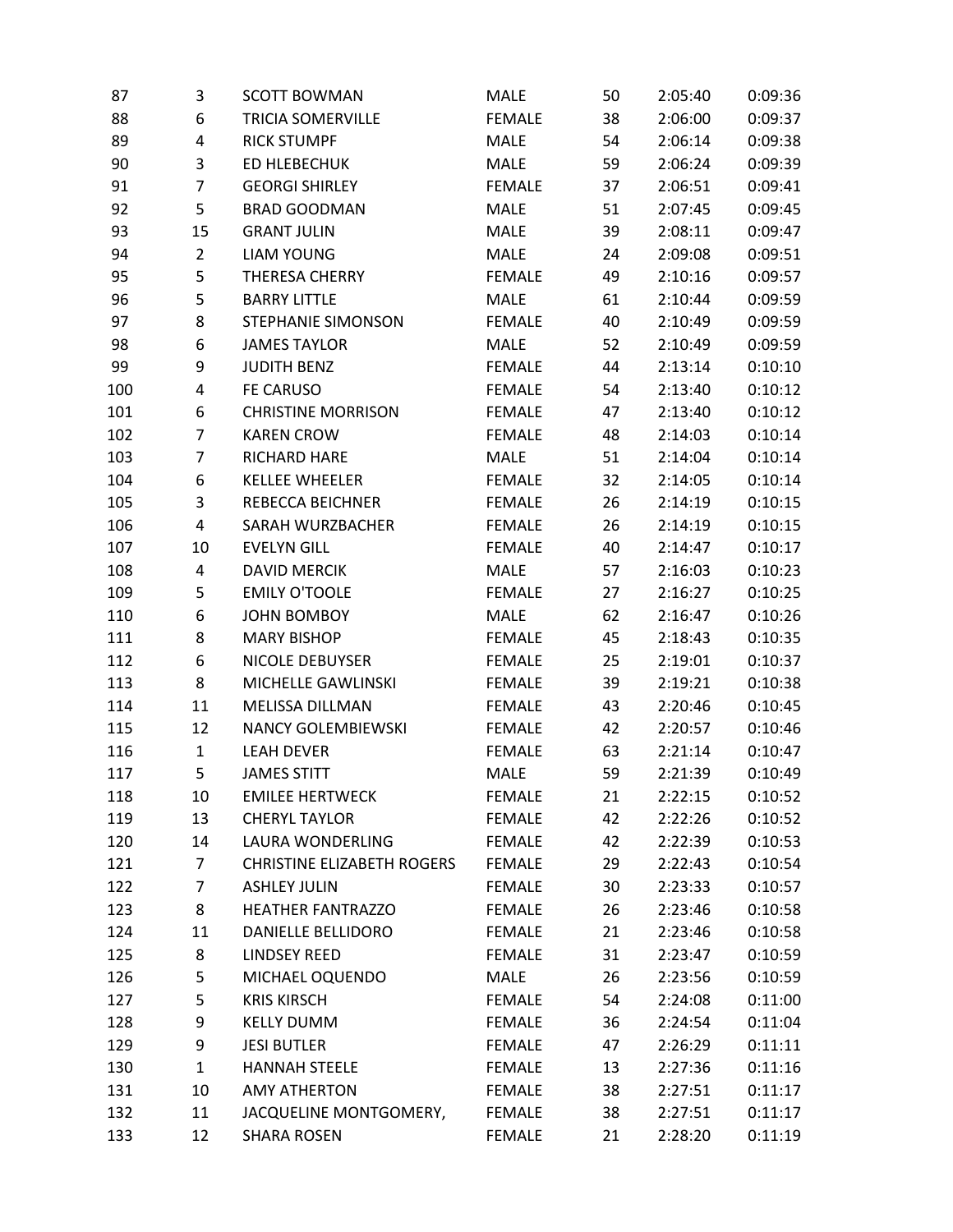| | | | | | | |
|---|---|---|---|---|---|---|
| 87 | 3 | SCOTT BOWMAN | MALE | 50 | 2:05:40 | 0:09:36 |
| 88 | 6 | TRICIA SOMERVILLE | FEMALE | 38 | 2:06:00 | 0:09:37 |
| 89 | 4 | RICK STUMPF | MALE | 54 | 2:06:14 | 0:09:38 |
| 90 | 3 | ED HLEBECHUK | MALE | 59 | 2:06:24 | 0:09:39 |
| 91 | 7 | GEORGI SHIRLEY | FEMALE | 37 | 2:06:51 | 0:09:41 |
| 92 | 5 | BRAD GOODMAN | MALE | 51 | 2:07:45 | 0:09:45 |
| 93 | 15 | GRANT JULIN | MALE | 39 | 2:08:11 | 0:09:47 |
| 94 | 2 | LIAM YOUNG | MALE | 24 | 2:09:08 | 0:09:51 |
| 95 | 5 | THERESA CHERRY | FEMALE | 49 | 2:10:16 | 0:09:57 |
| 96 | 5 | BARRY LITTLE | MALE | 61 | 2:10:44 | 0:09:59 |
| 97 | 8 | STEPHANIE SIMONSON | FEMALE | 40 | 2:10:49 | 0:09:59 |
| 98 | 6 | JAMES TAYLOR | MALE | 52 | 2:10:49 | 0:09:59 |
| 99 | 9 | JUDITH BENZ | FEMALE | 44 | 2:13:14 | 0:10:10 |
| 100 | 4 | FE CARUSO | FEMALE | 54 | 2:13:40 | 0:10:12 |
| 101 | 6 | CHRISTINE MORRISON | FEMALE | 47 | 2:13:40 | 0:10:12 |
| 102 | 7 | KAREN CROW | FEMALE | 48 | 2:14:03 | 0:10:14 |
| 103 | 7 | RICHARD HARE | MALE | 51 | 2:14:04 | 0:10:14 |
| 104 | 6 | KELLEE WHEELER | FEMALE | 32 | 2:14:05 | 0:10:14 |
| 105 | 3 | REBECCA BEICHNER | FEMALE | 26 | 2:14:19 | 0:10:15 |
| 106 | 4 | SARAH WURZBACHER | FEMALE | 26 | 2:14:19 | 0:10:15 |
| 107 | 10 | EVELYN GILL | FEMALE | 40 | 2:14:47 | 0:10:17 |
| 108 | 4 | DAVID MERCIK | MALE | 57 | 2:16:03 | 0:10:23 |
| 109 | 5 | EMILY O'TOOLE | FEMALE | 27 | 2:16:27 | 0:10:25 |
| 110 | 6 | JOHN BOMBOY | MALE | 62 | 2:16:47 | 0:10:26 |
| 111 | 8 | MARY BISHOP | FEMALE | 45 | 2:18:43 | 0:10:35 |
| 112 | 6 | NICOLE DEBUYSER | FEMALE | 25 | 2:19:01 | 0:10:37 |
| 113 | 8 | MICHELLE GAWLINSKI | FEMALE | 39 | 2:19:21 | 0:10:38 |
| 114 | 11 | MELISSA DILLMAN | FEMALE | 43 | 2:20:46 | 0:10:45 |
| 115 | 12 | NANCY GOLEMBIEWSKI | FEMALE | 42 | 2:20:57 | 0:10:46 |
| 116 | 1 | LEAH DEVER | FEMALE | 63 | 2:21:14 | 0:10:47 |
| 117 | 5 | JAMES STITT | MALE | 59 | 2:21:39 | 0:10:49 |
| 118 | 10 | EMILEE HERTWECK | FEMALE | 21 | 2:22:15 | 0:10:52 |
| 119 | 13 | CHERYL TAYLOR | FEMALE | 42 | 2:22:26 | 0:10:52 |
| 120 | 14 | LAURA WONDERLING | FEMALE | 42 | 2:22:39 | 0:10:53 |
| 121 | 7 | CHRISTINE ELIZABETH ROGERS | FEMALE | 29 | 2:22:43 | 0:10:54 |
| 122 | 7 | ASHLEY JULIN | FEMALE | 30 | 2:23:33 | 0:10:57 |
| 123 | 8 | HEATHER FANTRAZZO | FEMALE | 26 | 2:23:46 | 0:10:58 |
| 124 | 11 | DANIELLE BELLIDORO | FEMALE | 21 | 2:23:46 | 0:10:58 |
| 125 | 8 | LINDSEY REED | FEMALE | 31 | 2:23:47 | 0:10:59 |
| 126 | 5 | MICHAEL OQUENDO | MALE | 26 | 2:23:56 | 0:10:59 |
| 127 | 5 | KRIS KIRSCH | FEMALE | 54 | 2:24:08 | 0:11:00 |
| 128 | 9 | KELLY DUMM | FEMALE | 36 | 2:24:54 | 0:11:04 |
| 129 | 9 | JESI BUTLER | FEMALE | 47 | 2:26:29 | 0:11:11 |
| 130 | 1 | HANNAH STEELE | FEMALE | 13 | 2:27:36 | 0:11:16 |
| 131 | 10 | AMY ATHERTON | FEMALE | 38 | 2:27:51 | 0:11:17 |
| 132 | 11 | JACQUELINE MONTGOMERY, | FEMALE | 38 | 2:27:51 | 0:11:17 |
| 133 | 12 | SHARA ROSEN | FEMALE | 21 | 2:28:20 | 0:11:19 |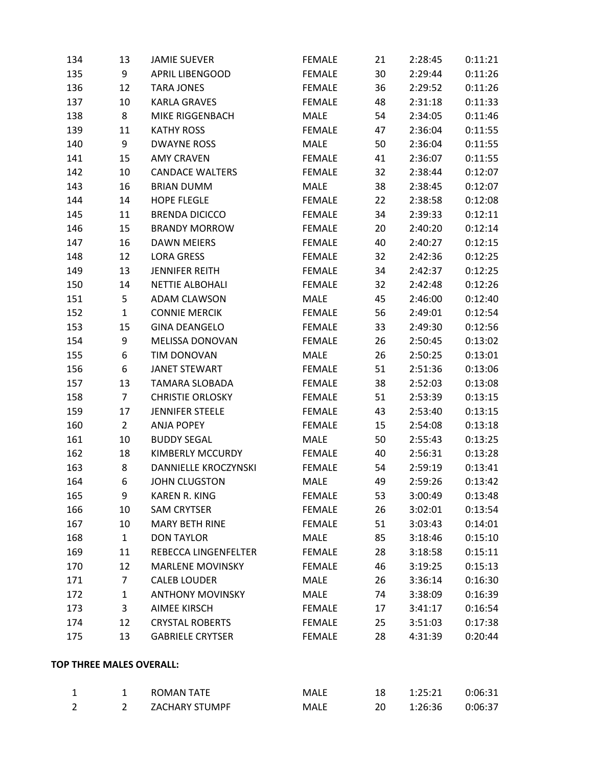| | | | | | | |
|---|---|---|---|---|---|---|
| 134 | 13 | JAMIE SUEVER | FEMALE | 21 | 2:28:45 | 0:11:21 |
| 135 | 9 | APRIL LIBENGOOD | FEMALE | 30 | 2:29:44 | 0:11:26 |
| 136 | 12 | TARA JONES | FEMALE | 36 | 2:29:52 | 0:11:26 |
| 137 | 10 | KARLA GRAVES | FEMALE | 48 | 2:31:18 | 0:11:33 |
| 138 | 8 | MIKE RIGGENBACH | MALE | 54 | 2:34:05 | 0:11:46 |
| 139 | 11 | KATHY ROSS | FEMALE | 47 | 2:36:04 | 0:11:55 |
| 140 | 9 | DWAYNE ROSS | MALE | 50 | 2:36:04 | 0:11:55 |
| 141 | 15 | AMY CRAVEN | FEMALE | 41 | 2:36:07 | 0:11:55 |
| 142 | 10 | CANDACE WALTERS | FEMALE | 32 | 2:38:44 | 0:12:07 |
| 143 | 16 | BRIAN DUMM | MALE | 38 | 2:38:45 | 0:12:07 |
| 144 | 14 | HOPE FLEGLE | FEMALE | 22 | 2:38:58 | 0:12:08 |
| 145 | 11 | BRENDA DICICCO | FEMALE | 34 | 2:39:33 | 0:12:11 |
| 146 | 15 | BRANDY MORROW | FEMALE | 20 | 2:40:20 | 0:12:14 |
| 147 | 16 | DAWN MEIERS | FEMALE | 40 | 2:40:27 | 0:12:15 |
| 148 | 12 | LORA GRESS | FEMALE | 32 | 2:42:36 | 0:12:25 |
| 149 | 13 | JENNIFER REITH | FEMALE | 34 | 2:42:37 | 0:12:25 |
| 150 | 14 | NETTIE ALBOHALI | FEMALE | 32 | 2:42:48 | 0:12:26 |
| 151 | 5 | ADAM CLAWSON | MALE | 45 | 2:46:00 | 0:12:40 |
| 152 | 1 | CONNIE MERCIK | FEMALE | 56 | 2:49:01 | 0:12:54 |
| 153 | 15 | GINA DEANGELO | FEMALE | 33 | 2:49:30 | 0:12:56 |
| 154 | 9 | MELISSA DONOVAN | FEMALE | 26 | 2:50:45 | 0:13:02 |
| 155 | 6 | TIM DONOVAN | MALE | 26 | 2:50:25 | 0:13:01 |
| 156 | 6 | JANET STEWART | FEMALE | 51 | 2:51:36 | 0:13:06 |
| 157 | 13 | TAMARA SLOBADA | FEMALE | 38 | 2:52:03 | 0:13:08 |
| 158 | 7 | CHRISTIE ORLOSKY | FEMALE | 51 | 2:53:39 | 0:13:15 |
| 159 | 17 | JENNIFER STEELE | FEMALE | 43 | 2:53:40 | 0:13:15 |
| 160 | 2 | ANJA POPEY | FEMALE | 15 | 2:54:08 | 0:13:18 |
| 161 | 10 | BUDDY SEGAL | MALE | 50 | 2:55:43 | 0:13:25 |
| 162 | 18 | KIMBERLY MCCURDY | FEMALE | 40 | 2:56:31 | 0:13:28 |
| 163 | 8 | DANNIELLE KROCZYNSKI | FEMALE | 54 | 2:59:19 | 0:13:41 |
| 164 | 6 | JOHN CLUGSTON | MALE | 49 | 2:59:26 | 0:13:42 |
| 165 | 9 | KAREN R. KING | FEMALE | 53 | 3:00:49 | 0:13:48 |
| 166 | 10 | SAM CRYTSER | FEMALE | 26 | 3:02:01 | 0:13:54 |
| 167 | 10 | MARY BETH RINE | FEMALE | 51 | 3:03:43 | 0:14:01 |
| 168 | 1 | DON TAYLOR | MALE | 85 | 3:18:46 | 0:15:10 |
| 169 | 11 | REBECCA LINGENFELTER | FEMALE | 28 | 3:18:58 | 0:15:11 |
| 170 | 12 | MARLENE MOVINSKY | FEMALE | 46 | 3:19:25 | 0:15:13 |
| 171 | 7 | CALEB LOUDER | MALE | 26 | 3:36:14 | 0:16:30 |
| 172 | 1 | ANTHONY MOVINSKY | MALE | 74 | 3:38:09 | 0:16:39 |
| 173 | 3 | AIMEE KIRSCH | FEMALE | 17 | 3:41:17 | 0:16:54 |
| 174 | 12 | CRYSTAL ROBERTS | FEMALE | 25 | 3:51:03 | 0:17:38 |
| 175 | 13 | GABRIELE CRYTSER | FEMALE | 28 | 4:31:39 | 0:20:44 |

**TOP THREE MALES OVERALL:**

| | | | | | | |
|---|---|---|---|---|---|---|
| 1 | 1 | ROMAN TATE | MALE | 18 | 1:25:21 | 0:06:31 |
| 2 | 2 | ZACHARY STUMPF | MALE | 20 | 1:26:36 | 0:06:37 |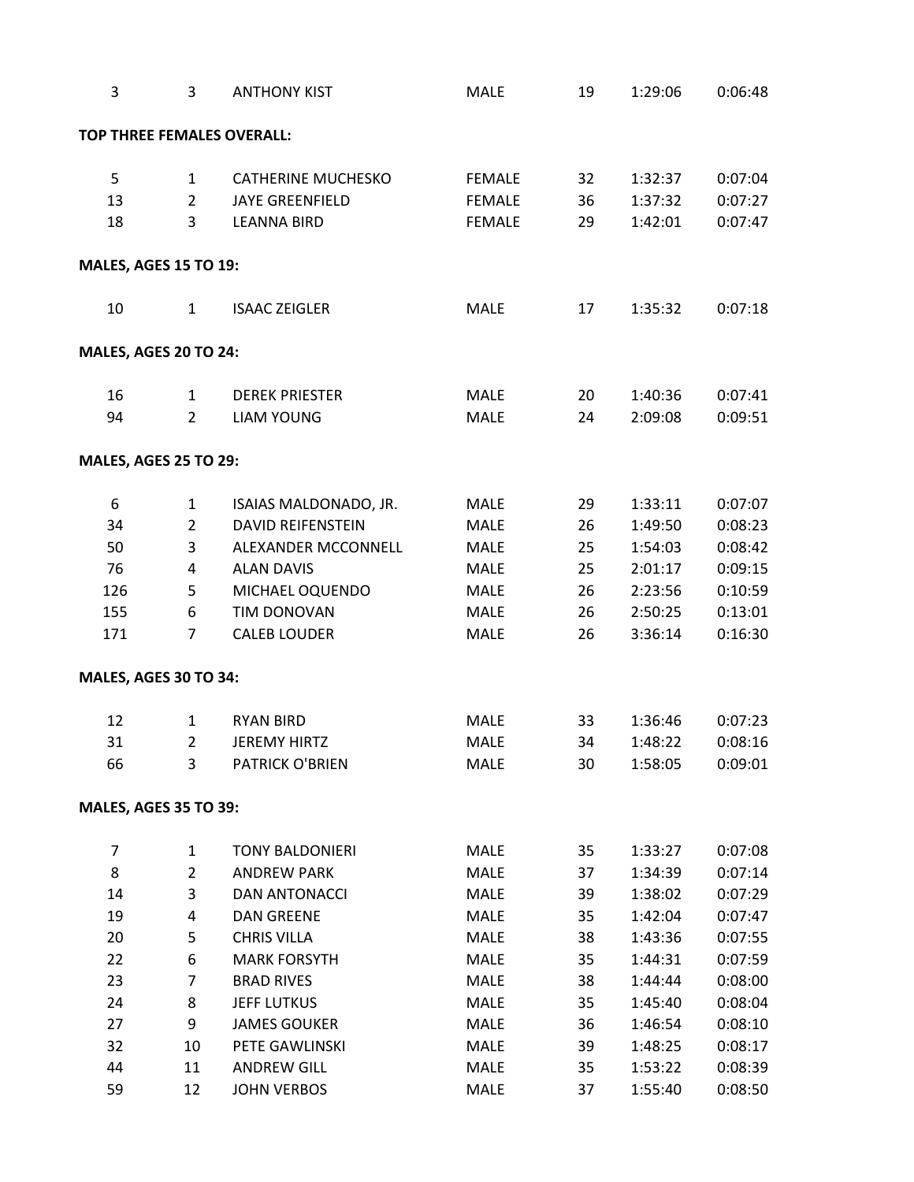| | | | | | | |
|---|---|---|---|---|---|---|
| 3 | 3 | ANTHONY KIST | MALE | 19 | 1:29:06 | 0:06:48 |

**TOP THREE FEMALES OVERALL:**

| | | | | | | |
|---|---|---|---|---|---|---|
| 5 | 1 | CATHERINE MUCHESKO | FEMALE | 32 | 1:32:37 | 0:07:04 |
| 13 | 2 | JAYE GREENFIELD | FEMALE | 36 | 1:37:32 | 0:07:27 |
| 18 | 3 | LEANNA BIRD | FEMALE | 29 | 1:42:01 | 0:07:47 |

**MALES, AGES 15 TO 19:**

| | | | | | | |
|---|---|---|---|---|---|---|
| 10 | 1 | ISAAC ZEIGLER | MALE | 17 | 1:35:32 | 0:07:18 |

**MALES, AGES 20 TO 24:**

| | | | | | | |
|---|---|---|---|---|---|---|
| 16 | 1 | DEREK PRIESTER | MALE | 20 | 1:40:36 | 0:07:41 |
| 94 | 2 | LIAM YOUNG | MALE | 24 | 2:09:08 | 0:09:51 |

**MALES, AGES 25 TO 29:**

| | | | | | | |
|---|---|---|---|---|---|---|
| 6 | 1 | ISAIAS MALDONADO, JR. | MALE | 29 | 1:33:11 | 0:07:07 |
| 34 | 2 | DAVID REIFENSTEIN | MALE | 26 | 1:49:50 | 0:08:23 |
| 50 | 3 | ALEXANDER MCCONNELL | MALE | 25 | 1:54:03 | 0:08:42 |
| 76 | 4 | ALAN DAVIS | MALE | 25 | 2:01:17 | 0:09:15 |
| 126 | 5 | MICHAEL OQUENDO | MALE | 26 | 2:23:56 | 0:10:59 |
| 155 | 6 | TIM DONOVAN | MALE | 26 | 2:50:25 | 0:13:01 |
| 171 | 7 | CALEB LOUDER | MALE | 26 | 3:36:14 | 0:16:30 |

**MALES, AGES 30 TO 34:**

| | | | | | | |
|---|---|---|---|---|---|---|
| 12 | 1 | RYAN BIRD | MALE | 33 | 1:36:46 | 0:07:23 |
| 31 | 2 | JEREMY HIRTZ | MALE | 34 | 1:48:22 | 0:08:16 |
| 66 | 3 | PATRICK O'BRIEN | MALE | 30 | 1:58:05 | 0:09:01 |

**MALES, AGES 35 TO 39:**

| | | | | | | |
|---|---|---|---|---|---|---|
| 7 | 1 | TONY BALDONIERI | MALE | 35 | 1:33:27 | 0:07:08 |
| 8 | 2 | ANDREW PARK | MALE | 37 | 1:34:39 | 0:07:14 |
| 14 | 3 | DAN ANTONACCI | MALE | 39 | 1:38:02 | 0:07:29 |
| 19 | 4 | DAN GREENE | MALE | 35 | 1:42:04 | 0:07:47 |
| 20 | 5 | CHRIS VILLA | MALE | 38 | 1:43:36 | 0:07:55 |
| 22 | 6 | MARK FORSYTH | MALE | 35 | 1:44:31 | 0:07:59 |
| 23 | 7 | BRAD RIVES | MALE | 38 | 1:44:44 | 0:08:00 |
| 24 | 8 | JEFF LUTKUS | MALE | 35 | 1:45:40 | 0:08:04 |
| 27 | 9 | JAMES GOUKER | MALE | 36 | 1:46:54 | 0:08:10 |
| 32 | 10 | PETE GAWLINSKI | MALE | 39 | 1:48:25 | 0:08:17 |
| 44 | 11 | ANDREW GILL | MALE | 35 | 1:53:22 | 0:08:39 |
| 59 | 12 | JOHN VERBOS | MALE | 37 | 1:55:40 | 0:08:50 |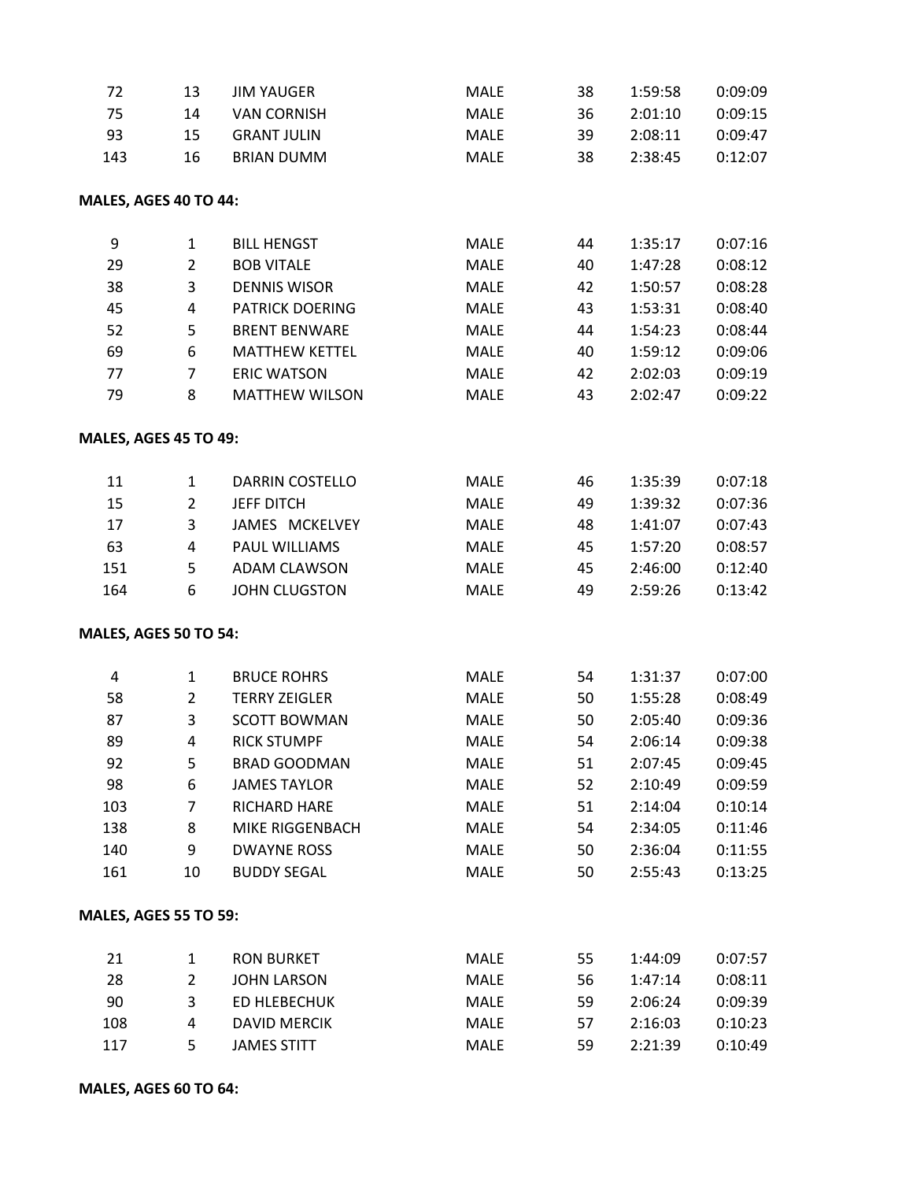| | | | | | | |
|---|---|---|---|---|---|---|
| 72 | 13 | JIM YAUGER | MALE | 38 | 1:59:58 | 0:09:09 |
| 75 | 14 | VAN CORNISH | MALE | 36 | 2:01:10 | 0:09:15 |
| 93 | 15 | GRANT JULIN | MALE | 39 | 2:08:11 | 0:09:47 |
| 143 | 16 | BRIAN DUMM | MALE | 38 | 2:38:45 | 0:12:07 |

**MALES, AGES 40 TO 44:**

| | | | | | | |
|---|---|---|---|---|---|---|
| 9 | 1 | BILL HENGST | MALE | 44 | 1:35:17 | 0:07:16 |
| 29 | 2 | BOB VITALE | MALE | 40 | 1:47:28 | 0:08:12 |
| 38 | 3 | DENNIS WISOR | MALE | 42 | 1:50:57 | 0:08:28 |
| 45 | 4 | PATRICK DOERING | MALE | 43 | 1:53:31 | 0:08:40 |
| 52 | 5 | BRENT BENWARE | MALE | 44 | 1:54:23 | 0:08:44 |
| 69 | 6 | MATTHEW KETTEL | MALE | 40 | 1:59:12 | 0:09:06 |
| 77 | 7 | ERIC WATSON | MALE | 42 | 2:02:03 | 0:09:19 |
| 79 | 8 | MATTHEW WILSON | MALE | 43 | 2:02:47 | 0:09:22 |

**MALES, AGES 45 TO 49:**

| | | | | | | |
|---|---|---|---|---|---|---|
| 11 | 1 | DARRIN COSTELLO | MALE | 46 | 1:35:39 | 0:07:18 |
| 15 | 2 | JEFF DITCH | MALE | 49 | 1:39:32 | 0:07:36 |
| 17 | 3 | JAMES MCKELVEY | MALE | 48 | 1:41:07 | 0:07:43 |
| 63 | 4 | PAUL WILLIAMS | MALE | 45 | 1:57:20 | 0:08:57 |
| 151 | 5 | ADAM CLAWSON | MALE | 45 | 2:46:00 | 0:12:40 |
| 164 | 6 | JOHN CLUGSTON | MALE | 49 | 2:59:26 | 0:13:42 |

**MALES, AGES 50 TO 54:**

| | | | | | | |
|---|---|---|---|---|---|---|
| 4 | 1 | BRUCE ROHRS | MALE | 54 | 1:31:37 | 0:07:00 |
| 58 | 2 | TERRY ZEIGLER | MALE | 50 | 1:55:28 | 0:08:49 |
| 87 | 3 | SCOTT BOWMAN | MALE | 50 | 2:05:40 | 0:09:36 |
| 89 | 4 | RICK STUMPF | MALE | 54 | 2:06:14 | 0:09:38 |
| 92 | 5 | BRAD GOODMAN | MALE | 51 | 2:07:45 | 0:09:45 |
| 98 | 6 | JAMES TAYLOR | MALE | 52 | 2:10:49 | 0:09:59 |
| 103 | 7 | RICHARD HARE | MALE | 51 | 2:14:04 | 0:10:14 |
| 138 | 8 | MIKE RIGGENBACH | MALE | 54 | 2:34:05 | 0:11:46 |
| 140 | 9 | DWAYNE ROSS | MALE | 50 | 2:36:04 | 0:11:55 |
| 161 | 10 | BUDDY SEGAL | MALE | 50 | 2:55:43 | 0:13:25 |

**MALES, AGES 55 TO 59:**

| | | | | | | |
|---|---|---|---|---|---|---|
| 21 | 1 | RON BURKET | MALE | 55 | 1:44:09 | 0:07:57 |
| 28 | 2 | JOHN LARSON | MALE | 56 | 1:47:14 | 0:08:11 |
| 90 | 3 | ED HLEBECHUK | MALE | 59 | 2:06:24 | 0:09:39 |
| 108 | 4 | DAVID MERCIK | MALE | 57 | 2:16:03 | 0:10:23 |
| 117 | 5 | JAMES STITT | MALE | 59 | 2:21:39 | 0:10:49 |

**MALES, AGES 60 TO 64:**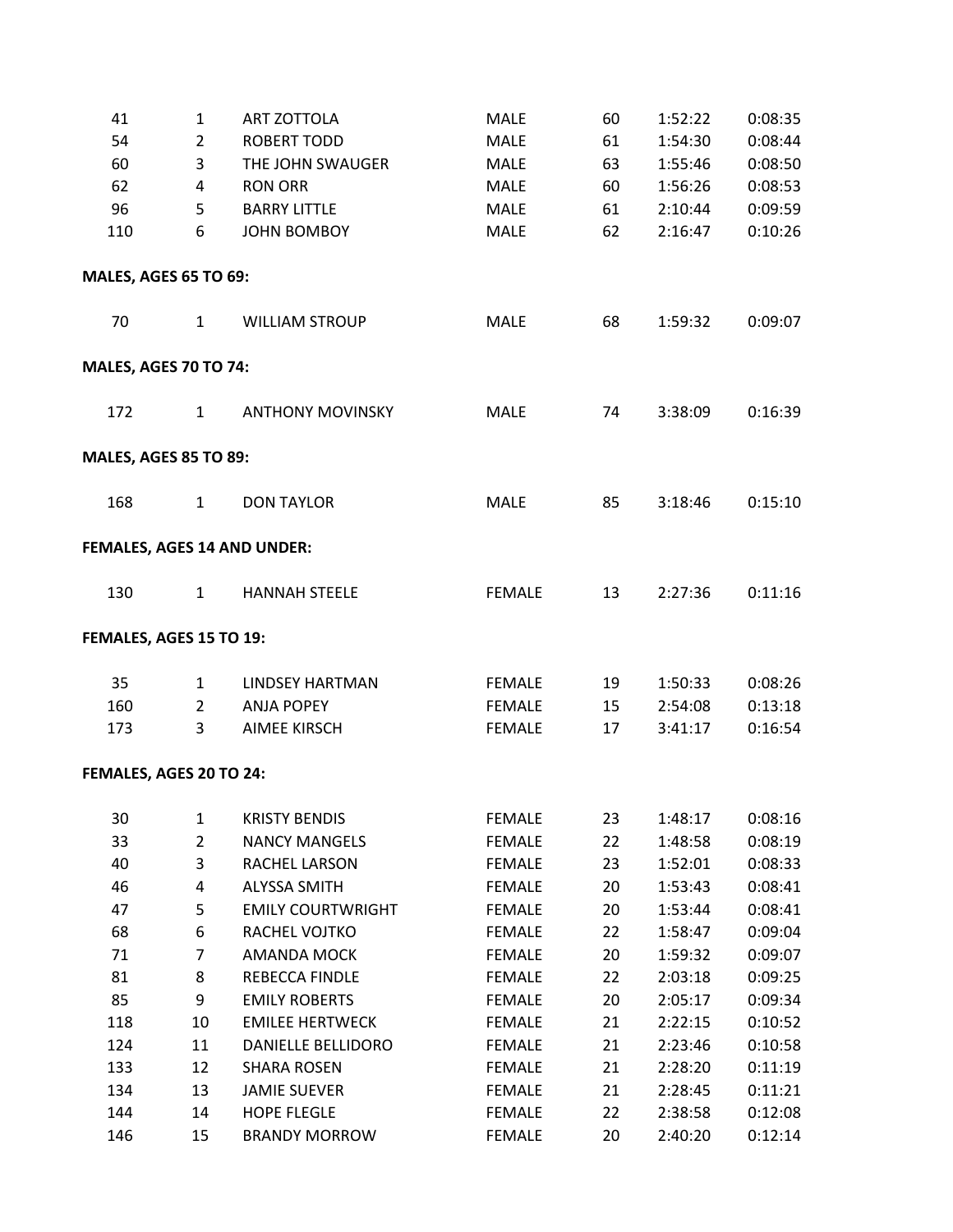| | | | | | | |
|---|---|---|---|---|---|---|
| 41 | 1 | ART ZOTTOLA | MALE | 60 | 1:52:22 | 0:08:35 |
| 54 | 2 | ROBERT TODD | MALE | 61 | 1:54:30 | 0:08:44 |
| 60 | 3 | THE JOHN SWAUGER | MALE | 63 | 1:55:46 | 0:08:50 |
| 62 | 4 | RON ORR | MALE | 60 | 1:56:26 | 0:08:53 |
| 96 | 5 | BARRY LITTLE | MALE | 61 | 2:10:44 | 0:09:59 |
| 110 | 6 | JOHN BOMBOY | MALE | 62 | 2:16:47 | 0:10:26 |

**MALES, AGES 65 TO 69:**

| | | | | | | |
|---|---|---|---|---|---|---|
| 70 | 1 | WILLIAM STROUP | MALE | 68 | 1:59:32 | 0:09:07 |

**MALES, AGES 70 TO 74:**

| | | | | | | |
|---|---|---|---|---|---|---|
| 172 | 1 | ANTHONY MOVINSKY | MALE | 74 | 3:38:09 | 0:16:39 |

**MALES, AGES 85 TO 89:**

| | | | | | | |
|---|---|---|---|---|---|---|
| 168 | 1 | DON TAYLOR | MALE | 85 | 3:18:46 | 0:15:10 |

**FEMALES, AGES 14 AND UNDER:**

| | | | | | | |
|---|---|---|---|---|---|---|
| 130 | 1 | HANNAH STEELE | FEMALE | 13 | 2:27:36 | 0:11:16 |

**FEMALES, AGES 15 TO 19:**

| | | | | | | |
|---|---|---|---|---|---|---|
| 35 | 1 | LINDSEY HARTMAN | FEMALE | 19 | 1:50:33 | 0:08:26 |
| 160 | 2 | ANJA POPEY | FEMALE | 15 | 2:54:08 | 0:13:18 |
| 173 | 3 | AIMEE KIRSCH | FEMALE | 17 | 3:41:17 | 0:16:54 |

**FEMALES, AGES 20 TO 24:**

| | | | | | | |
|---|---|---|---|---|---|---|
| 30 | 1 | KRISTY BENDIS | FEMALE | 23 | 1:48:17 | 0:08:16 |
| 33 | 2 | NANCY MANGELS | FEMALE | 22 | 1:48:58 | 0:08:19 |
| 40 | 3 | RACHEL LARSON | FEMALE | 23 | 1:52:01 | 0:08:33 |
| 46 | 4 | ALYSSA SMITH | FEMALE | 20 | 1:53:43 | 0:08:41 |
| 47 | 5 | EMILY COURTWRIGHT | FEMALE | 20 | 1:53:44 | 0:08:41 |
| 68 | 6 | RACHEL VOJTKO | FEMALE | 22 | 1:58:47 | 0:09:04 |
| 71 | 7 | AMANDA MOCK | FEMALE | 20 | 1:59:32 | 0:09:07 |
| 81 | 8 | REBECCA FINDLE | FEMALE | 22 | 2:03:18 | 0:09:25 |
| 85 | 9 | EMILY ROBERTS | FEMALE | 20 | 2:05:17 | 0:09:34 |
| 118 | 10 | EMILEE HERTWECK | FEMALE | 21 | 2:22:15 | 0:10:52 |
| 124 | 11 | DANIELLE BELLIDORO | FEMALE | 21 | 2:23:46 | 0:10:58 |
| 133 | 12 | SHARA ROSEN | FEMALE | 21 | 2:28:20 | 0:11:19 |
| 134 | 13 | JAMIE SUEVER | FEMALE | 21 | 2:28:45 | 0:11:21 |
| 144 | 14 | HOPE FLEGLE | FEMALE | 22 | 2:38:58 | 0:12:08 |
| 146 | 15 | BRANDY MORROW | FEMALE | 20 | 2:40:20 | 0:12:14 |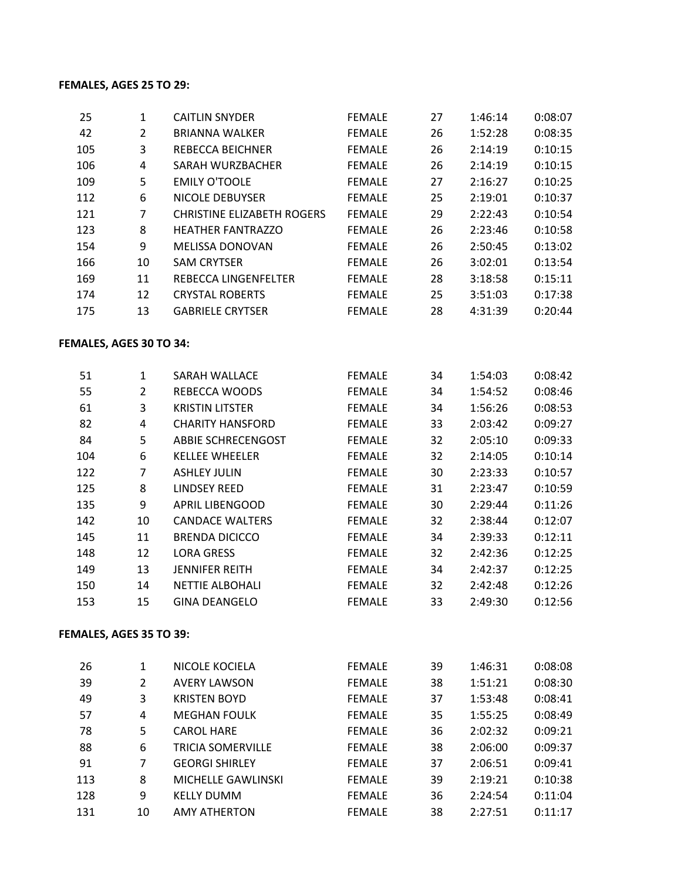**FEMALES, AGES 25 TO 29:**

| | | | | | | |
|---|---|---|---|---|---|---|
| 25 | 1 | CAITLIN SNYDER | FEMALE | 27 | 1:46:14 | 0:08:07 |
| 42 | 2 | BRIANNA WALKER | FEMALE | 26 | 1:52:28 | 0:08:35 |
| 105 | 3 | REBECCA BEICHNER | FEMALE | 26 | 2:14:19 | 0:10:15 |
| 106 | 4 | SARAH WURZBACHER | FEMALE | 26 | 2:14:19 | 0:10:15 |
| 109 | 5 | EMILY O'TOOLE | FEMALE | 27 | 2:16:27 | 0:10:25 |
| 112 | 6 | NICOLE DEBUYSER | FEMALE | 25 | 2:19:01 | 0:10:37 |
| 121 | 7 | CHRISTINE ELIZABETH ROGERS | FEMALE | 29 | 2:22:43 | 0:10:54 |
| 123 | 8 | HEATHER FANTRAZZO | FEMALE | 26 | 2:23:46 | 0:10:58 |
| 154 | 9 | MELISSA DONOVAN | FEMALE | 26 | 2:50:45 | 0:13:02 |
| 166 | 10 | SAM CRYTSER | FEMALE | 26 | 3:02:01 | 0:13:54 |
| 169 | 11 | REBECCA LINGENFELTER | FEMALE | 28 | 3:18:58 | 0:15:11 |
| 174 | 12 | CRYSTAL ROBERTS | FEMALE | 25 | 3:51:03 | 0:17:38 |
| 175 | 13 | GABRIELE CRYTSER | FEMALE | 28 | 4:31:39 | 0:20:44 |

**FEMALES, AGES 30 TO 34:**

| | | | | | | |
|---|---|---|---|---|---|---|
| 51 | 1 | SARAH WALLACE | FEMALE | 34 | 1:54:03 | 0:08:42 |
| 55 | 2 | REBECCA WOODS | FEMALE | 34 | 1:54:52 | 0:08:46 |
| 61 | 3 | KRISTIN LITSTER | FEMALE | 34 | 1:56:26 | 0:08:53 |
| 82 | 4 | CHARITY HANSFORD | FEMALE | 33 | 2:03:42 | 0:09:27 |
| 84 | 5 | ABBIE SCHRECENGOST | FEMALE | 32 | 2:05:10 | 0:09:33 |
| 104 | 6 | KELLEE WHEELER | FEMALE | 32 | 2:14:05 | 0:10:14 |
| 122 | 7 | ASHLEY JULIN | FEMALE | 30 | 2:23:33 | 0:10:57 |
| 125 | 8 | LINDSEY REED | FEMALE | 31 | 2:23:47 | 0:10:59 |
| 135 | 9 | APRIL LIBENGOOD | FEMALE | 30 | 2:29:44 | 0:11:26 |
| 142 | 10 | CANDACE WALTERS | FEMALE | 32 | 2:38:44 | 0:12:07 |
| 145 | 11 | BRENDA DICICCO | FEMALE | 34 | 2:39:33 | 0:12:11 |
| 148 | 12 | LORA GRESS | FEMALE | 32 | 2:42:36 | 0:12:25 |
| 149 | 13 | JENNIFER REITH | FEMALE | 34 | 2:42:37 | 0:12:25 |
| 150 | 14 | NETTIE ALBOHALI | FEMALE | 32 | 2:42:48 | 0:12:26 |
| 153 | 15 | GINA DEANGELO | FEMALE | 33 | 2:49:30 | 0:12:56 |

**FEMALES, AGES 35 TO 39:**

| | | | | | | |
|---|---|---|---|---|---|---|
| 26 | 1 | NICOLE KOCIELA | FEMALE | 39 | 1:46:31 | 0:08:08 |
| 39 | 2 | AVERY LAWSON | FEMALE | 38 | 1:51:21 | 0:08:30 |
| 49 | 3 | KRISTEN BOYD | FEMALE | 37 | 1:53:48 | 0:08:41 |
| 57 | 4 | MEGHAN FOULK | FEMALE | 35 | 1:55:25 | 0:08:49 |
| 78 | 5 | CAROL HARE | FEMALE | 36 | 2:02:32 | 0:09:21 |
| 88 | 6 | TRICIA SOMERVILLE | FEMALE | 38 | 2:06:00 | 0:09:37 |
| 91 | 7 | GEORGI SHIRLEY | FEMALE | 37 | 2:06:51 | 0:09:41 |
| 113 | 8 | MICHELLE GAWLINSKI | FEMALE | 39 | 2:19:21 | 0:10:38 |
| 128 | 9 | KELLY DUMM | FEMALE | 36 | 2:24:54 | 0:11:04 |
| 131 | 10 | AMY ATHERTON | FEMALE | 38 | 2:27:51 | 0:11:17 |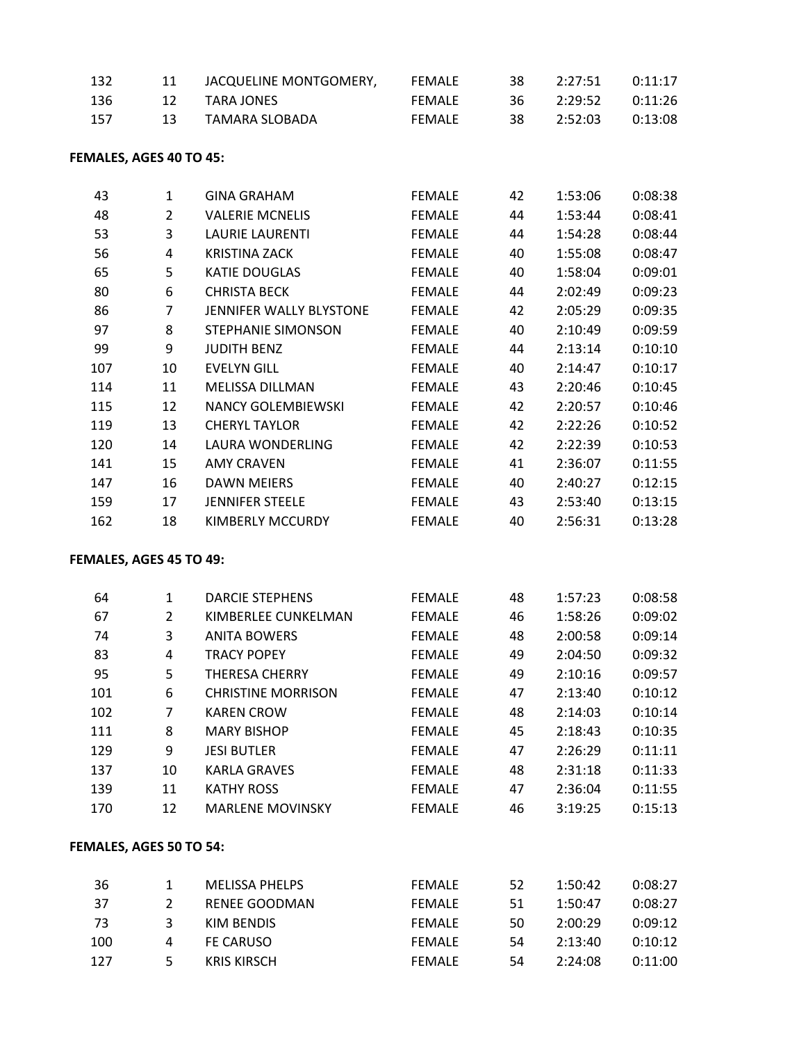| | | | | | | |
|---|---|---|---|---|---|---|
| 132 | 11 | JACQUELINE MONTGOMERY, | FEMALE | 38 | 2:27:51 | 0:11:17 |
| 136 | 12 | TARA JONES | FEMALE | 36 | 2:29:52 | 0:11:26 |
| 157 | 13 | TAMARA SLOBADA | FEMALE | 38 | 2:52:03 | 0:13:08 |

**FEMALES, AGES 40 TO 45:**

| | | | | | | |
|---|---|---|---|---|---|---|
| 43 | 1 | GINA GRAHAM | FEMALE | 42 | 1:53:06 | 0:08:38 |
| 48 | 2 | VALERIE MCNELIS | FEMALE | 44 | 1:53:44 | 0:08:41 |
| 53 | 3 | LAURIE LAURENTI | FEMALE | 44 | 1:54:28 | 0:08:44 |
| 56 | 4 | KRISTINA ZACK | FEMALE | 40 | 1:55:08 | 0:08:47 |
| 65 | 5 | KATIE DOUGLAS | FEMALE | 40 | 1:58:04 | 0:09:01 |
| 80 | 6 | CHRISTA BECK | FEMALE | 44 | 2:02:49 | 0:09:23 |
| 86 | 7 | JENNIFER WALLY BLYSTONE | FEMALE | 42 | 2:05:29 | 0:09:35 |
| 97 | 8 | STEPHANIE SIMONSON | FEMALE | 40 | 2:10:49 | 0:09:59 |
| 99 | 9 | JUDITH BENZ | FEMALE | 44 | 2:13:14 | 0:10:10 |
| 107 | 10 | EVELYN GILL | FEMALE | 40 | 2:14:47 | 0:10:17 |
| 114 | 11 | MELISSA DILLMAN | FEMALE | 43 | 2:20:46 | 0:10:45 |
| 115 | 12 | NANCY GOLEMBIEWSKI | FEMALE | 42 | 2:20:57 | 0:10:46 |
| 119 | 13 | CHERYL TAYLOR | FEMALE | 42 | 2:22:26 | 0:10:52 |
| 120 | 14 | LAURA WONDERLING | FEMALE | 42 | 2:22:39 | 0:10:53 |
| 141 | 15 | AMY CRAVEN | FEMALE | 41 | 2:36:07 | 0:11:55 |
| 147 | 16 | DAWN MEIERS | FEMALE | 40 | 2:40:27 | 0:12:15 |
| 159 | 17 | JENNIFER STEELE | FEMALE | 43 | 2:53:40 | 0:13:15 |
| 162 | 18 | KIMBERLY MCCURDY | FEMALE | 40 | 2:56:31 | 0:13:28 |

**FEMALES, AGES 45 TO 49:**

| | | | | | | |
|---|---|---|---|---|---|---|
| 64 | 1 | DARCIE STEPHENS | FEMALE | 48 | 1:57:23 | 0:08:58 |
| 67 | 2 | KIMBERLEE CUNKELMAN | FEMALE | 46 | 1:58:26 | 0:09:02 |
| 74 | 3 | ANITA BOWERS | FEMALE | 48 | 2:00:58 | 0:09:14 |
| 83 | 4 | TRACY POPEY | FEMALE | 49 | 2:04:50 | 0:09:32 |
| 95 | 5 | THERESA CHERRY | FEMALE | 49 | 2:10:16 | 0:09:57 |
| 101 | 6 | CHRISTINE MORRISON | FEMALE | 47 | 2:13:40 | 0:10:12 |
| 102 | 7 | KAREN CROW | FEMALE | 48 | 2:14:03 | 0:10:14 |
| 111 | 8 | MARY BISHOP | FEMALE | 45 | 2:18:43 | 0:10:35 |
| 129 | 9 | JESI BUTLER | FEMALE | 47 | 2:26:29 | 0:11:11 |
| 137 | 10 | KARLA GRAVES | FEMALE | 48 | 2:31:18 | 0:11:33 |
| 139 | 11 | KATHY ROSS | FEMALE | 47 | 2:36:04 | 0:11:55 |
| 170 | 12 | MARLENE MOVINSKY | FEMALE | 46 | 3:19:25 | 0:15:13 |

**FEMALES, AGES 50 TO 54:**

| | | | | | | |
|---|---|---|---|---|---|---|
| 36 | 1 | MELISSA PHELPS | FEMALE | 52 | 1:50:42 | 0:08:27 |
| 37 | 2 | RENEE GOODMAN | FEMALE | 51 | 1:50:47 | 0:08:27 |
| 73 | 3 | KIM BENDIS | FEMALE | 50 | 2:00:29 | 0:09:12 |
| 100 | 4 | FE CARUSO | FEMALE | 54 | 2:13:40 | 0:10:12 |
| 127 | 5 | KRIS KIRSCH | FEMALE | 54 | 2:24:08 | 0:11:00 |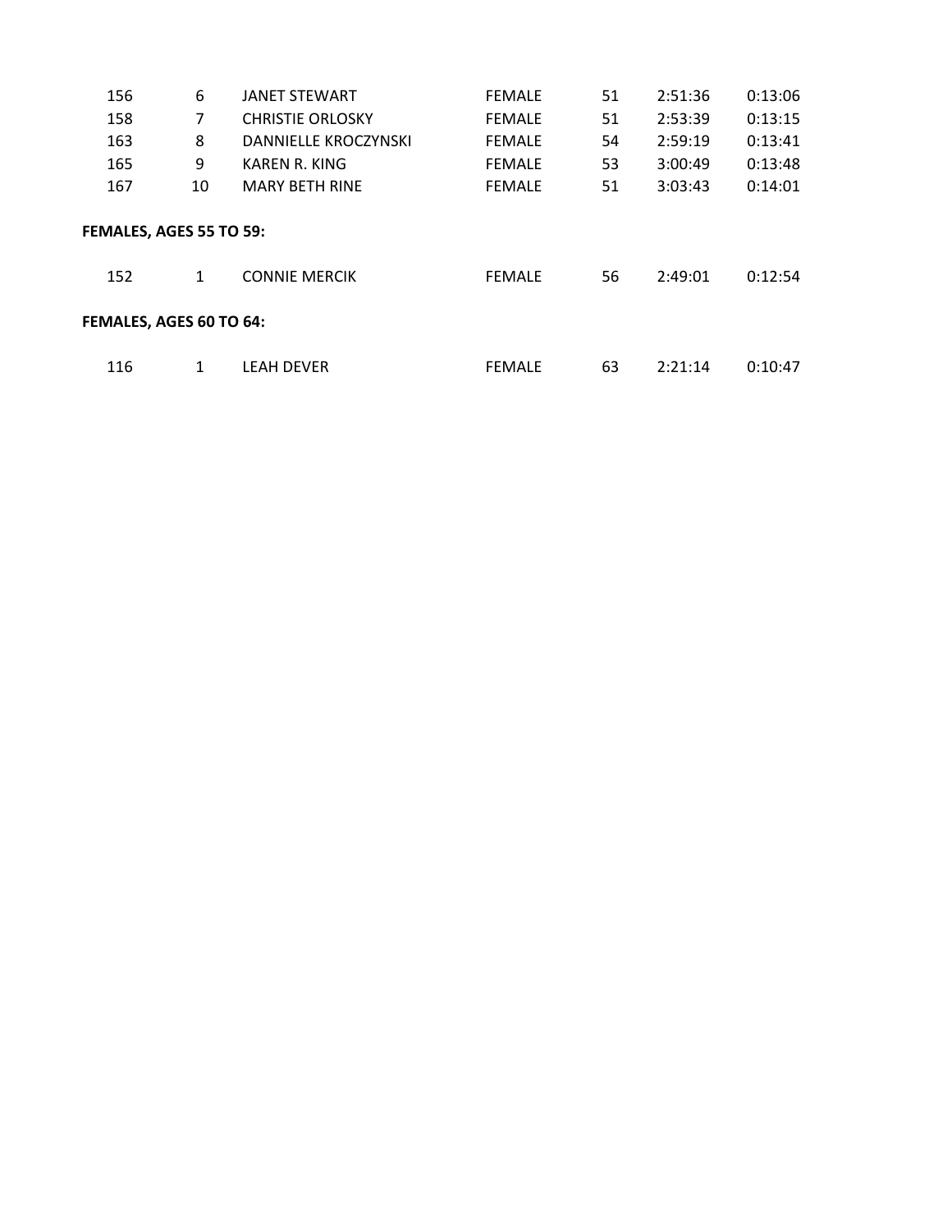| | | | | | | |
|---|---|---|---|---|---|---|
| 156 | 6 | JANET STEWART | FEMALE | 51 | 2:51:36 | 0:13:06 |
| 158 | 7 | CHRISTIE ORLOSKY | FEMALE | 51 | 2:53:39 | 0:13:15 |
| 163 | 8 | DANNIELLE KROCZYNSKI | FEMALE | 54 | 2:59:19 | 0:13:41 |
| 165 | 9 | KAREN R. KING | FEMALE | 53 | 3:00:49 | 0:13:48 |
| 167 | 10 | MARY BETH RINE | FEMALE | 51 | 3:03:43 | 0:14:01 |

**FEMALES, AGES 55 TO 59:**

| | | | | | | |
|---|---|---|---|---|---|---|
| 152 | 1 | CONNIE MERCIK | FEMALE | 56 | 2:49:01 | 0:12:54 |

**FEMALES, AGES 60 TO 64:**

| | | | | | | |
|---|---|---|---|---|---|---|
| 116 | 1 | LEAH DEVER | FEMALE | 63 | 2:21:14 | 0:10:47 |